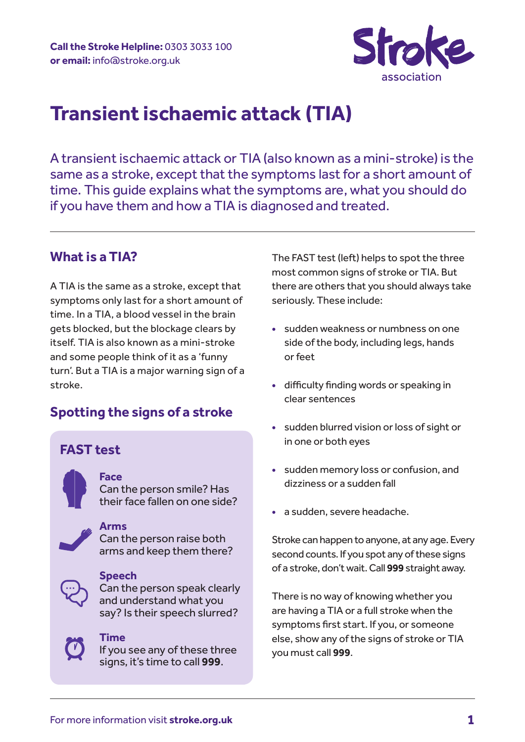**Call the Stroke Helpline:** 0303 3033 100
**or email:** info@stroke.org.uk

# Transient ischaemic attack (TIA)

A transient ischaemic attack or TIA (also known as a mini-stroke) is the same as a stroke, except that the symptoms last for a short amount of time. This guide explains what the symptoms are, what you should do if you have them and how a TIA is diagnosed and treated.

## What is a TIA?

A TIA is the same as a stroke, except that symptoms only last for a short amount of time. In a TIA, a blood vessel in the brain gets blocked, but the blockage clears by itself. TIA is also known as a mini-stroke and some people think of it as a 'funny turn'. But a TIA is a major warning sign of a stroke.

## Spotting the signs of a stroke

### FAST test

**Face**
Can the person smile? Has their face fallen on one side?

**Arms**
Can the person raise both arms and keep them there?

**Speech**
Can the person speak clearly and understand what you say? Is their speech slurred?

**Time**
If you see any of these three signs, it's time to call **999**.

The FAST test (left) helps to spot the three most common signs of stroke or TIA. But there are others that you should always take seriously. These include:

- sudden weakness or numbness on one side of the body, including legs, hands or feet
- difficulty finding words or speaking in clear sentences
- sudden blurred vision or loss of sight or in one or both eyes
- sudden memory loss or confusion, and dizziness or a sudden fall
- a sudden, severe headache.

Stroke can happen to anyone, at any age. Every second counts. If you spot any of these signs of a stroke, don't wait. Call **999** straight away.

There is no way of knowing whether you are having a TIA or a full stroke when the symptoms first start. If you, or someone else, show any of the signs of stroke or TIA you must call **999**.

For more information visit **stroke.org.uk**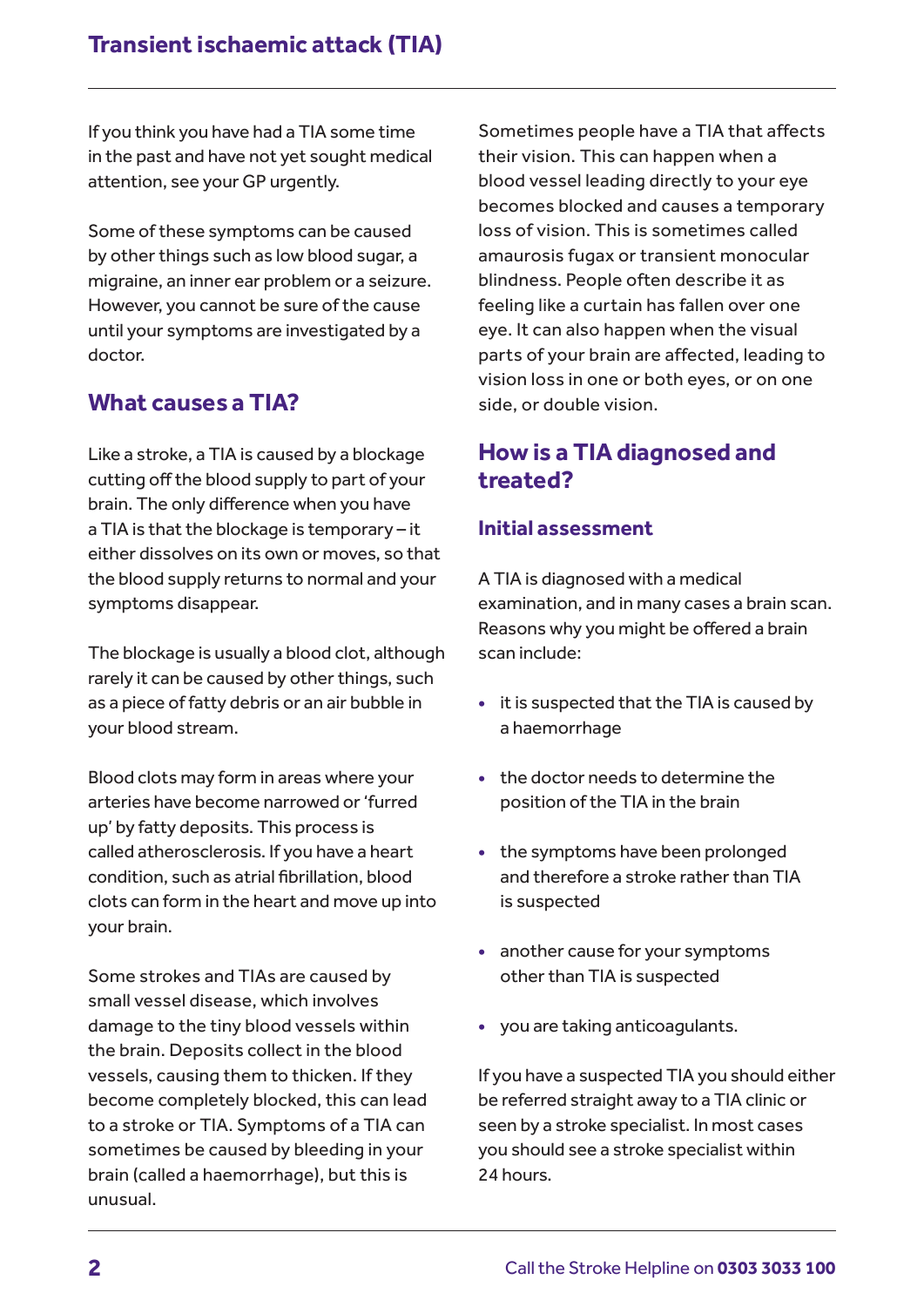If you think you have had a TIA some time in the past and have not yet sought medical attention, see your GP urgently.

Some of these symptoms can be caused by other things such as low blood sugar, a migraine, an inner ear problem or a seizure. However, you cannot be sure of the cause until your symptoms are investigated by a doctor.

## What causes a TIA?

Like a stroke, a TIA is caused by a blockage cutting off the blood supply to part of your brain. The only difference when you have a TIA is that the blockage is temporary – it either dissolves on its own or moves, so that the blood supply returns to normal and your symptoms disappear.

The blockage is usually a blood clot, although rarely it can be caused by other things, such as a piece of fatty debris or an air bubble in your blood stream.

Blood clots may form in areas where your arteries have become narrowed or 'furred up' by fatty deposits. This process is called atherosclerosis. If you have a heart condition, such as atrial fibrillation, blood clots can form in the heart and move up into your brain.

Some strokes and TIAs are caused by small vessel disease, which involves damage to the tiny blood vessels within the brain. Deposits collect in the blood vessels, causing them to thicken. If they become completely blocked, this can lead to a stroke or TIA. Symptoms of a TIA can sometimes be caused by bleeding in your brain (called a haemorrhage), but this is unusual.

Sometimes people have a TIA that affects their vision. This can happen when a blood vessel leading directly to your eye becomes blocked and causes a temporary loss of vision. This is sometimes called amaurosis fugax or transient monocular blindness. People often describe it as feeling like a curtain has fallen over one eye. It can also happen when the visual parts of your brain are affected, leading to vision loss in one or both eyes, or on one side, or double vision.

## How is a TIA diagnosed and treated?

### Initial assessment

A TIA is diagnosed with a medical examination, and in many cases a brain scan. Reasons why you might be offered a brain scan include:

- it is suspected that the TIA is caused by a haemorrhage
- the doctor needs to determine the position of the TIA in the brain
- the symptoms have been prolonged and therefore a stroke rather than TIA is suspected
- another cause for your symptoms other than TIA is suspected
- you are taking anticoagulants.

If you have a suspected TIA you should either be referred straight away to a TIA clinic or seen by a stroke specialist. In most cases you should see a stroke specialist within 24 hours.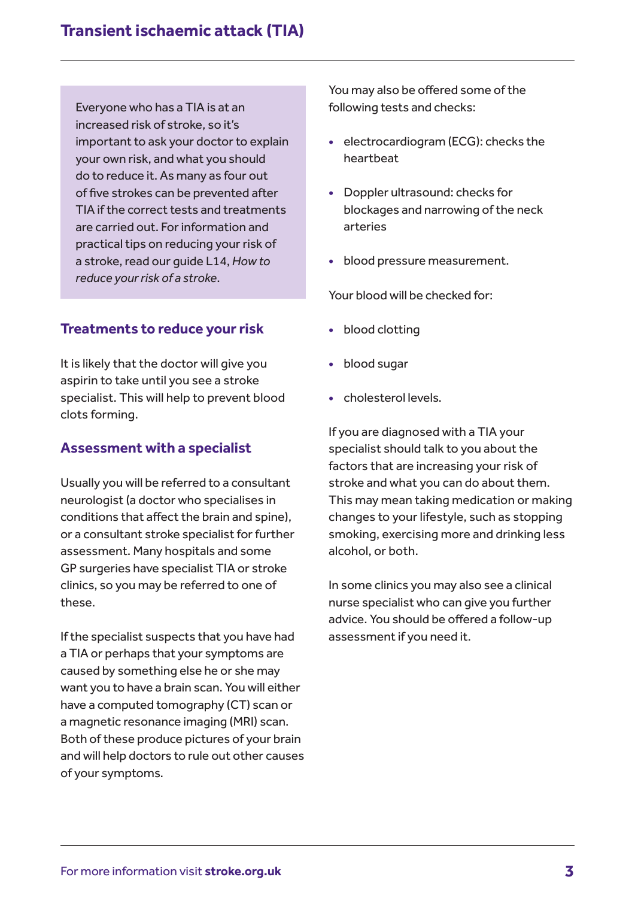Everyone who has a TIA is at an increased risk of stroke, so it's important to ask your doctor to explain your own risk, and what you should do to reduce it. As many as four out of five strokes can be prevented after TIA if the correct tests and treatments are carried out. For information and practical tips on reducing your risk of a stroke, read our guide L14, *How to reduce your risk of a stroke*.

## Treatments to reduce your risk

It is likely that the doctor will give you aspirin to take until you see a stroke specialist. This will help to prevent blood clots forming.

## Assessment with a specialist

Usually you will be referred to a consultant neurologist (a doctor who specialises in conditions that affect the brain and spine), or a consultant stroke specialist for further assessment. Many hospitals and some GP surgeries have specialist TIA or stroke clinics, so you may be referred to one of these.

If the specialist suspects that you have had a TIA or perhaps that your symptoms are caused by something else he or she may want you to have a brain scan. You will either have a computed tomography (CT) scan or a magnetic resonance imaging (MRI) scan. Both of these produce pictures of your brain and will help doctors to rule out other causes of your symptoms.

You may also be offered some of the following tests and checks:

- electrocardiogram (ECG): checks the heartbeat
- Doppler ultrasound: checks for blockages and narrowing of the neck arteries
- blood pressure measurement.

Your blood will be checked for:

- blood clotting
- blood sugar
- cholesterol levels.

If you are diagnosed with a TIA your specialist should talk to you about the factors that are increasing your risk of stroke and what you can do about them. This may mean taking medication or making changes to your lifestyle, such as stopping smoking, exercising more and drinking less alcohol, or both.

In some clinics you may also see a clinical nurse specialist who can give you further advice. You should be offered a follow-up assessment if you need it.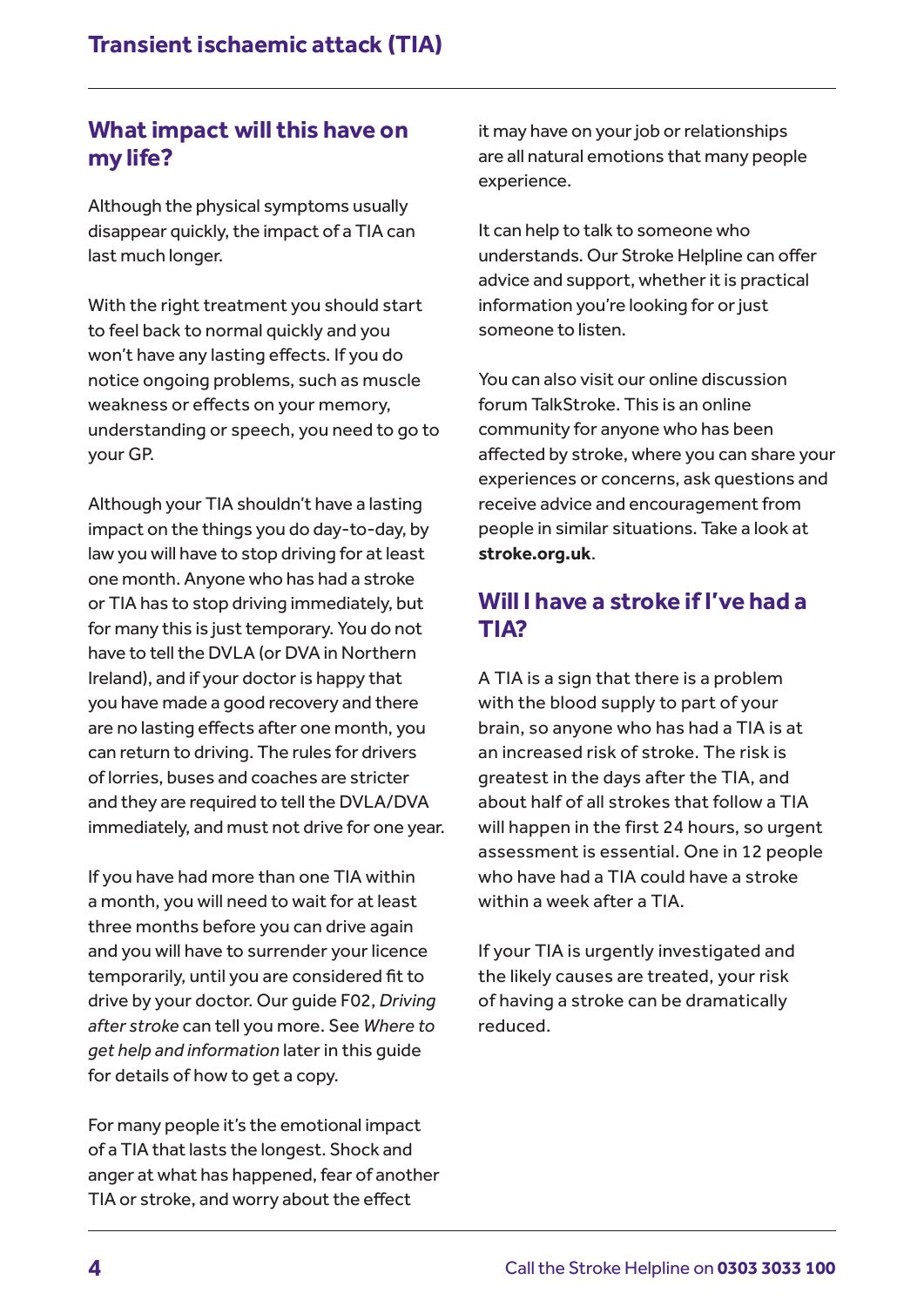## What impact will this have on my life?

Although the physical symptoms usually disappear quickly, the impact of a TIA can last much longer.

With the right treatment you should start to feel back to normal quickly and you won't have any lasting effects. If you do notice ongoing problems, such as muscle weakness or effects on your memory, understanding or speech, you need to go to your GP.

Although your TIA shouldn't have a lasting impact on the things you do day-to-day, by law you will have to stop driving for at least one month. Anyone who has had a stroke or TIA has to stop driving immediately, but for many this is just temporary. You do not have to tell the DVLA (or DVA in Northern Ireland), and if your doctor is happy that you have made a good recovery and there are no lasting effects after one month, you can return to driving. The rules for drivers of lorries, buses and coaches are stricter and they are required to tell the DVLA/DVA immediately, and must not drive for one year.

If you have had more than one TIA within a month, you will need to wait for at least three months before you can drive again and you will have to surrender your licence temporarily, until you are considered fit to drive by your doctor. Our guide F02, *Driving after stroke* can tell you more. See *Where to get help and information* later in this guide for details of how to get a copy.

For many people it's the emotional impact of a TIA that lasts the longest. Shock and anger at what has happened, fear of another TIA or stroke, and worry about the effect it may have on your job or relationships are all natural emotions that many people experience.

It can help to talk to someone who understands. Our Stroke Helpline can offer advice and support, whether it is practical information you're looking for or just someone to listen.

You can also visit our online discussion forum TalkStroke. This is an online community for anyone who has been affected by stroke, where you can share your experiences or concerns, ask questions and receive advice and encouragement from people in similar situations. Take a look at **stroke.org.uk**.

## Will I have a stroke if I've had a TIA?

A TIA is a sign that there is a problem with the blood supply to part of your brain, so anyone who has had a TIA is at an increased risk of stroke. The risk is greatest in the days after the TIA, and about half of all strokes that follow a TIA will happen in the first 24 hours, so urgent assessment is essential. One in 12 people who have had a TIA could have a stroke within a week after a TIA.

If your TIA is urgently investigated and the likely causes are treated, your risk of having a stroke can be dramatically reduced.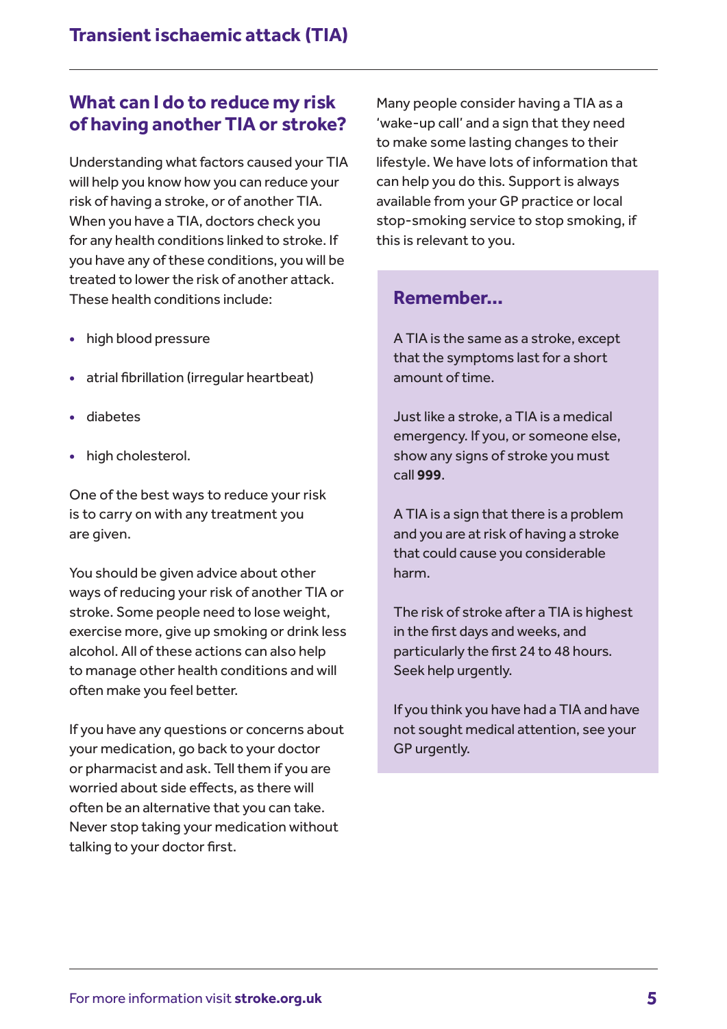## What can I do to reduce my risk of having another TIA or stroke?

Understanding what factors caused your TIA will help you know how you can reduce your risk of having a stroke, or of another TIA. When you have a TIA, doctors check you for any health conditions linked to stroke. If you have any of these conditions, you will be treated to lower the risk of another attack. These health conditions include:

- high blood pressure
- atrial fibrillation (irregular heartbeat)
- diabetes
- high cholesterol.

One of the best ways to reduce your risk is to carry on with any treatment you are given.

You should be given advice about other ways of reducing your risk of another TIA or stroke. Some people need to lose weight, exercise more, give up smoking or drink less alcohol. All of these actions can also help to manage other health conditions and will often make you feel better.

If you have any questions or concerns about your medication, go back to your doctor or pharmacist and ask. Tell them if you are worried about side effects, as there will often be an alternative that you can take. Never stop taking your medication without talking to your doctor first.

Many people consider having a TIA as a 'wake-up call' and a sign that they need to make some lasting changes to their lifestyle. We have lots of information that can help you do this. Support is always available from your GP practice or local stop-smoking service to stop smoking, if this is relevant to you.

### Remember...

A TIA is the same as a stroke, except that the symptoms last for a short amount of time.

Just like a stroke, a TIA is a medical emergency. If you, or someone else, show any signs of stroke you must call **999**.

A TIA is a sign that there is a problem and you are at risk of having a stroke that could cause you considerable harm.

The risk of stroke after a TIA is highest in the first days and weeks, and particularly the first 24 to 48 hours. Seek help urgently.

If you think you have had a TIA and have not sought medical attention, see your GP urgently.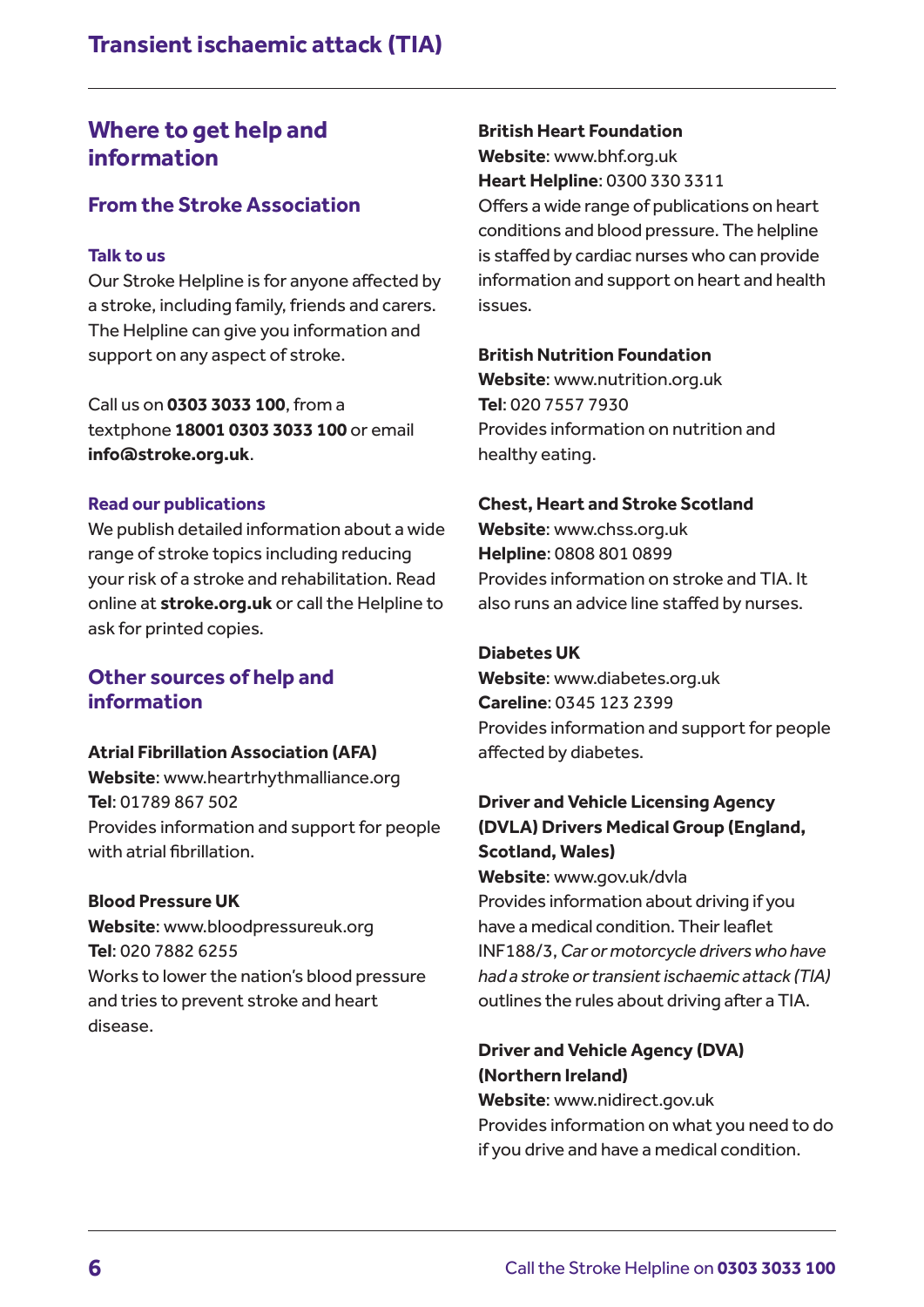## Where to get help and information

### From the Stroke Association

#### Talk to us

Our Stroke Helpline is for anyone affected by a stroke, including family, friends and carers. The Helpline can give you information and support on any aspect of stroke.

Call us on **0303 3033 100**, from a textphone **18001 0303 3033 100** or email **info@stroke.org.uk**.

#### Read our publications

We publish detailed information about a wide range of stroke topics including reducing your risk of a stroke and rehabilitation. Read online at **stroke.org.uk** or call the Helpline to ask for printed copies.

### Other sources of help and information

**Atrial Fibrillation Association (AFA)**
**Website**: www.heartrhythmalliance.org
**Tel**: 01789 867 502
Provides information and support for people with atrial fibrillation.

**Blood Pressure UK**
**Website**: www.bloodpressureuk.org
**Tel**: 020 7882 6255
Works to lower the nation's blood pressure and tries to prevent stroke and heart disease.

**British Heart Foundation**
**Website**: www.bhf.org.uk
**Heart Helpline**: 0300 330 3311
Offers a wide range of publications on heart conditions and blood pressure. The helpline is staffed by cardiac nurses who can provide information and support on heart and health issues.

**British Nutrition Foundation**
**Website**: www.nutrition.org.uk
**Tel**: 020 7557 7930
Provides information on nutrition and healthy eating.

**Chest, Heart and Stroke Scotland**
**Website**: www.chss.org.uk
**Helpline**: 0808 801 0899
Provides information on stroke and TIA. It also runs an advice line staffed by nurses.

**Diabetes UK**
**Website**: www.diabetes.org.uk
**Careline**: 0345 123 2399
Provides information and support for people affected by diabetes.

**Driver and Vehicle Licensing Agency (DVLA) Drivers Medical Group (England, Scotland, Wales)**
**Website**: www.gov.uk/dvla
Provides information about driving if you have a medical condition. Their leaflet INF188/3, *Car or motorcycle drivers who have had a stroke or transient ischaemic attack (TIA)* outlines the rules about driving after a TIA.

**Driver and Vehicle Agency (DVA) (Northern Ireland)**
**Website**: www.nidirect.gov.uk
Provides information on what you need to do if you drive and have a medical condition.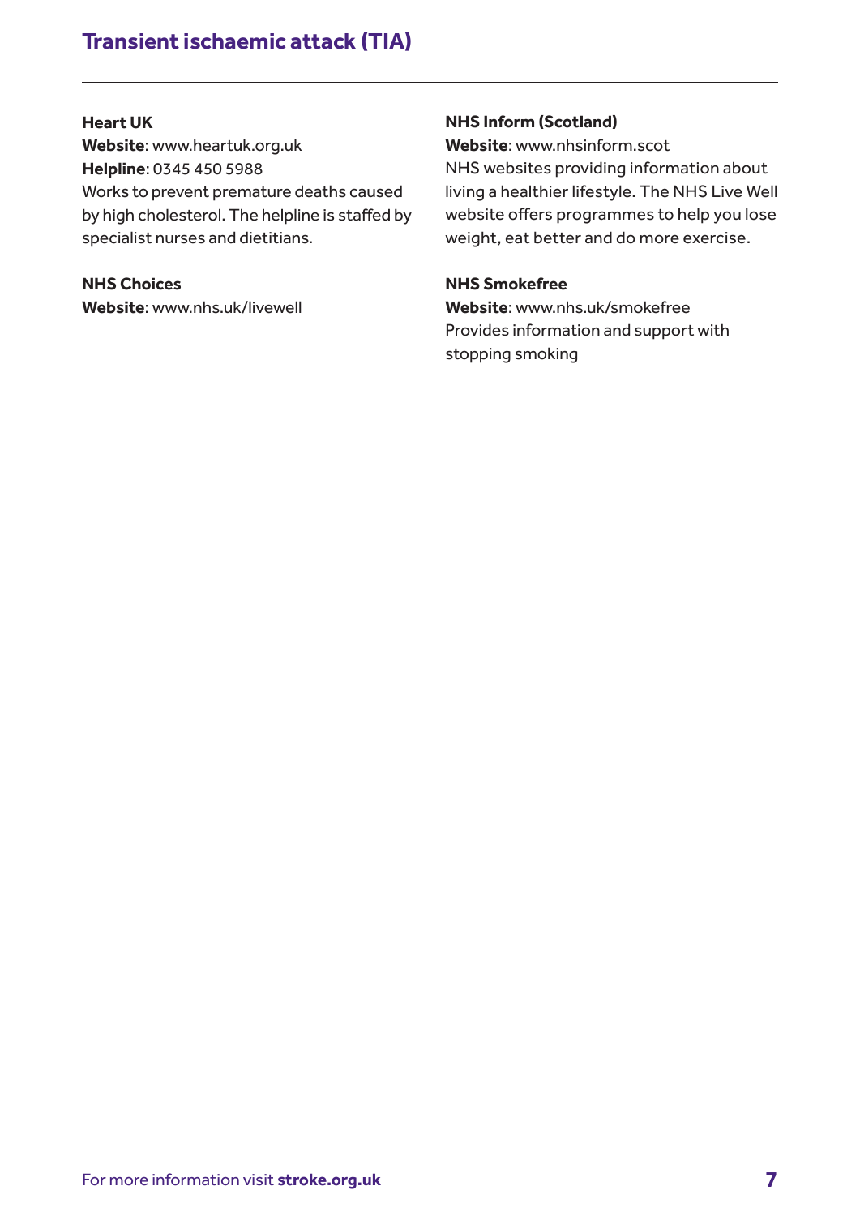**Heart UK**
**Website**: www.heartuk.org.uk
**Helpline**: 0345 450 5988
Works to prevent premature deaths caused by high cholesterol. The helpline is staffed by specialist nurses and dietitians.

**NHS Choices**
**Website**: www.nhs.uk/livewell

**NHS Inform (Scotland)**
**Website**: www.nhsinform.scot
NHS websites providing information about living a healthier lifestyle. The NHS Live Well website offers programmes to help you lose weight, eat better and do more exercise.

**NHS Smokefree**
**Website**: www.nhs.uk/smokefree
Provides information and support with stopping smoking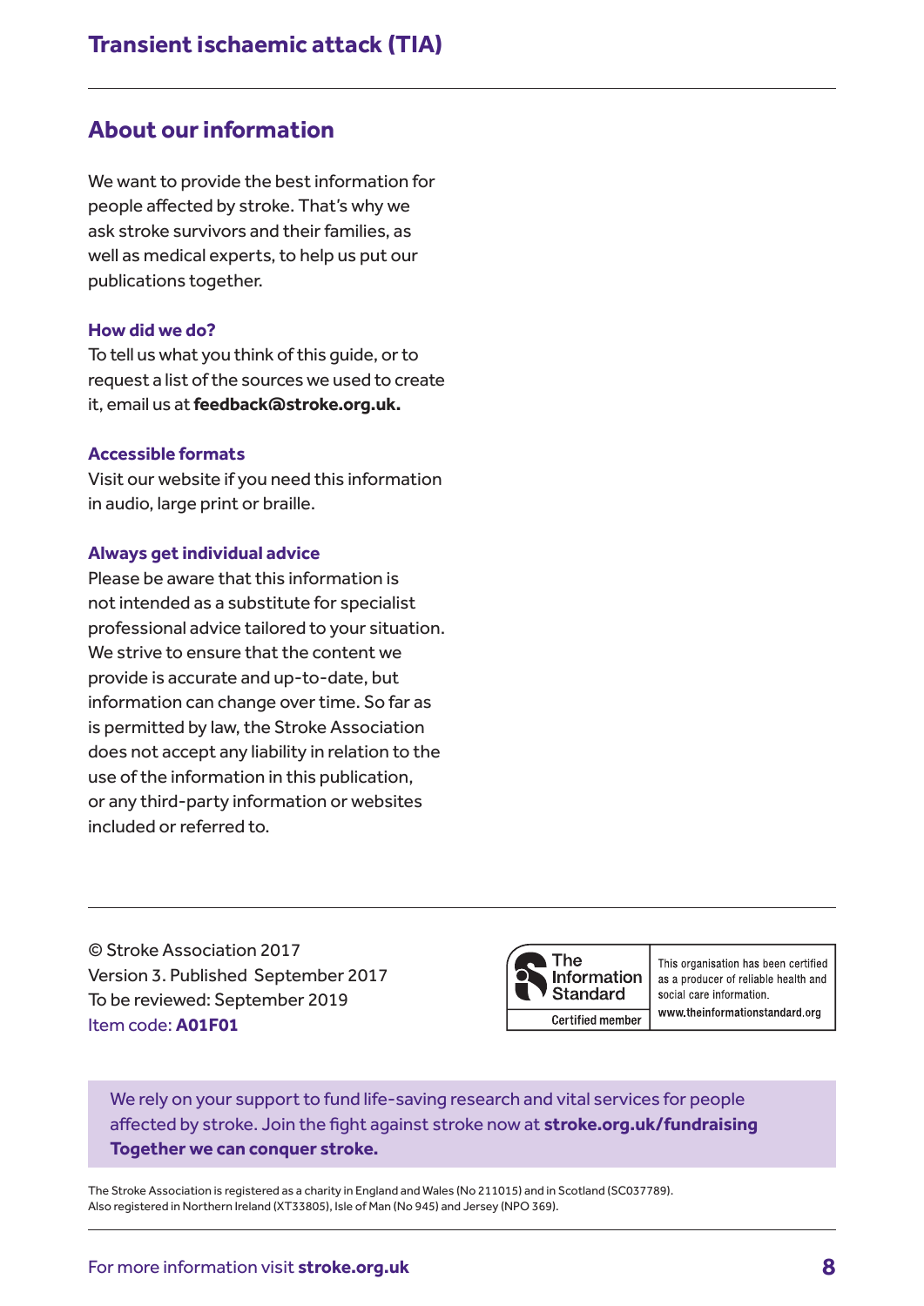## About our information

We want to provide the best information for people affected by stroke. That's why we ask stroke survivors and their families, as well as medical experts, to help us put our publications together.

### How did we do?

To tell us what you think of this guide, or to request a list of the sources we used to create it, email us at **feedback@stroke.org.uk.**

### Accessible formats

Visit our website if you need this information in audio, large print or braille.

### Always get individual advice

Please be aware that this information is not intended as a substitute for specialist professional advice tailored to your situation. We strive to ensure that the content we provide is accurate and up-to-date, but information can change over time. So far as is permitted by law, the Stroke Association does not accept any liability in relation to the use of the information in this publication, or any third-party information or websites included or referred to.

© Stroke Association 2017
Version 3. Published September 2017
To be reviewed: September 2019
Item code: **A01F01**

The Information Standard
Certified member

This organisation has been certified as a producer of reliable health and social care information.
www.theinformationstandard.org

We rely on your support to fund life-saving research and vital services for people affected by stroke. Join the fight against stroke now at **stroke.org.uk/fundraising**
**Together we can conquer stroke.**

The Stroke Association is registered as a charity in England and Wales (No 211015) and in Scotland (SC037789). Also registered in Northern Ireland (XT33805), Isle of Man (No 945) and Jersey (NPO 369).